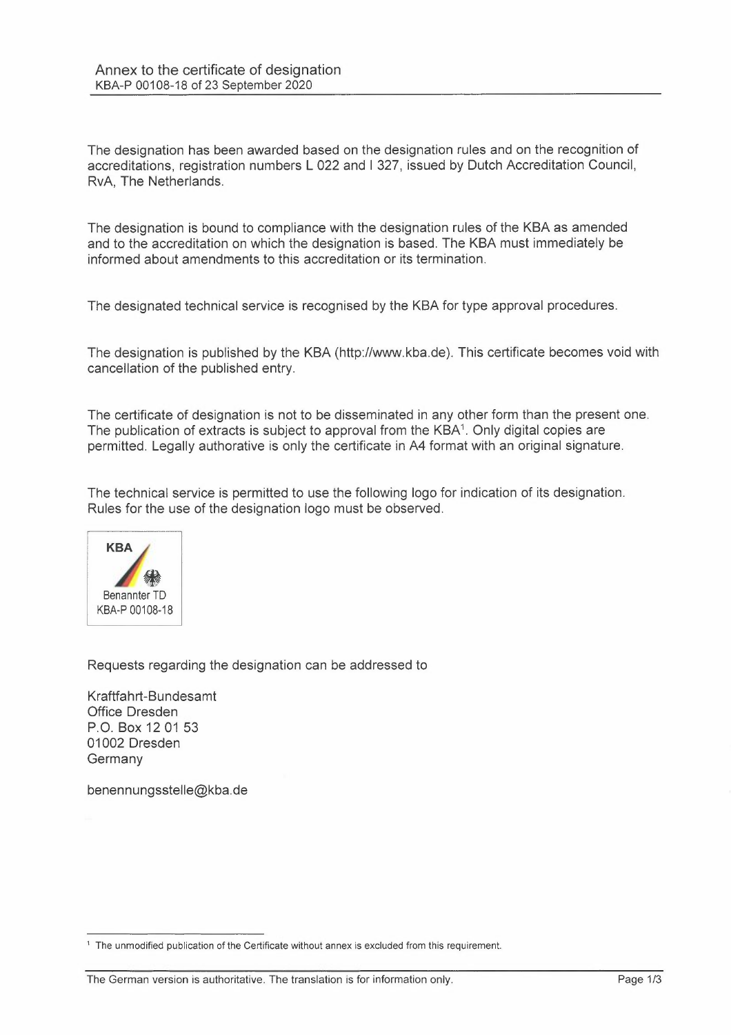## Annex to the certificate of designation
KBA-P 00108-18 of 23 September 2020

The designation has been awarded based on the designation rules and on the recognition of accreditations, registration numbers L 022 and I 327, issued by Dutch Accreditation Council, RvA, The Netherlands.

The designation is bound to compliance with the designation rules of the KBA as amended and to the accreditation on which the designation is based. The KBA must immediately be informed about amendments to this accreditation or its termination.

The designated technical service is recognised by the KBA for type approval procedures.

The designation is published by the KBA (http://www.kba.de). This certificate becomes void with cancellation of the published entry.

The certificate of designation is not to be disseminated in any other form than the present one. The publication of extracts is subject to approval from the KBA[1]. Only digital copies are permitted. Legally authorative is only the certificate in A4 format with an original signature.

The technical service is permitted to use the following logo for indication of its designation. Rules for the use of the designation logo must be observed.

KBA
Benannter TD
KBA-P 00108-18

Requests regarding the designation can be addressed to

Kraftfahrt-Bundesamt
Office Dresden
P.O. Box 12 01 53
01002 Dresden
Germany

benennungsstelle@kba.de

[1] The unmodified publication of the Certificate without annex is excluded from this requirement.

The German version is authoritative. The translation is for information only.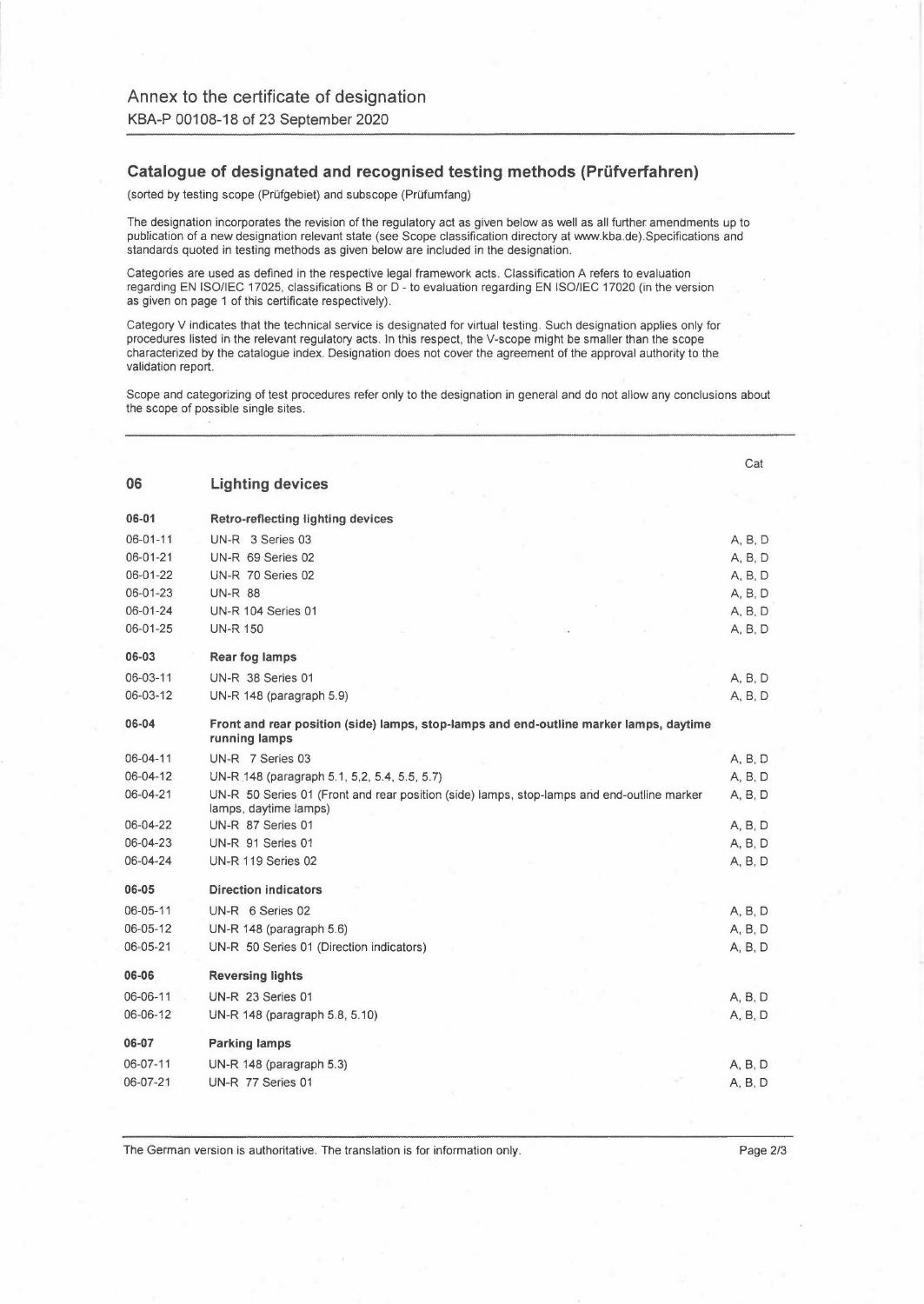## Annex to the certificate of designation

KBA-P 00108-18 of 23 September 2020

### Catalogue of designated and recognised testing methods (Prüfverfahren)

(sorted by testing scope (Prüfgebiet) and subscope (Prüfumfang)

The designation incorporates the revision of the regulatory act as given below as well as all further amendments up to publication of a new designation relevant state (see Scope classification directory at www.kba.de).Specifications and standards quoted in testing methods as given below are included in the designation.

Categories are used as defined in the respective legal framework acts. Classification A refers to evaluation regarding EN ISO/IEC 17025, classifications B or D - to evaluation regarding EN ISO/IEC 17020 (in the version as given on page 1 of this certificate respectively).

Category V indicates that the technical service is designated for virtual testing. Such designation applies only for procedures listed in the relevant regulatory acts. In this respect, the V-scope might be smaller than the scope characterized by the catalogue index. Designation does not cover the agreement of the approval authority to the validation report.

Scope and categorizing of test procedures refer only to the designation in general and do not allow any conclusions about the scope of possible single sites.

| | | Cat |
|---|---|---|
| **06** | **Lighting devices** | |
| **06-01** | **Retro-reflecting lighting devices** | |
| 06-01-11 | UN-R 3 Series 03 | A, B, D |
| 06-01-21 | UN-R 69 Series 02 | A, B, D |
| 06-01-22 | UN-R 70 Series 02 | A, B, D |
| 06-01-23 | UN-R 88 | A, B, D |
| 06-01-24 | UN-R 104 Series 01 | A, B, D |
| 06-01-25 | UN-R 150 | A, B, D |
| **06-03** | **Rear fog lamps** | |
| 06-03-11 | UN-R 38 Series 01 | A, B, D |
| 06-03-12 | UN-R 148 (paragraph 5.9) | A, B, D |
| **06-04** | **Front and rear position (side) lamps, stop-lamps and end-outline marker lamps, daytime running lamps** | |
| 06-04-11 | UN-R 7 Series 03 | A, B, D |
| 06-04-12 | UN-R 148 (paragraph 5.1, 5.2, 5.4, 5.5, 5.7) | A, B, D |
| 06-04-21 | UN-R 50 Series 01 (Front and rear position (side) lamps, stop-lamps and end-outline marker lamps, daytime lamps) | A, B, D |
| 06-04-22 | UN-R 87 Series 01 | A, B, D |
| 06-04-23 | UN-R 91 Series 01 | A, B, D |
| 06-04-24 | UN-R 119 Series 02 | A, B, D |
| **06-05** | **Direction indicators** | |
| 06-05-11 | UN-R 6 Series 02 | A, B, D |
| 06-05-12 | UN-R 148 (paragraph 5.6) | A, B, D |
| 06-05-21 | UN-R 50 Series 01 (Direction indicators) | A, B, D |
| **06-06** | **Reversing lights** | |
| 06-06-11 | UN-R 23 Series 01 | A, B, D |
| 06-06-12 | UN-R 148 (paragraph 5.8, 5.10) | A, B, D |
| **06-07** | **Parking lamps** | |
| 06-07-11 | UN-R 148 (paragraph 5.3) | A, B, D |
| 06-07-21 | UN-R 77 Series 01 | A, B, D |

The German version is authoritative. The translation is for information only.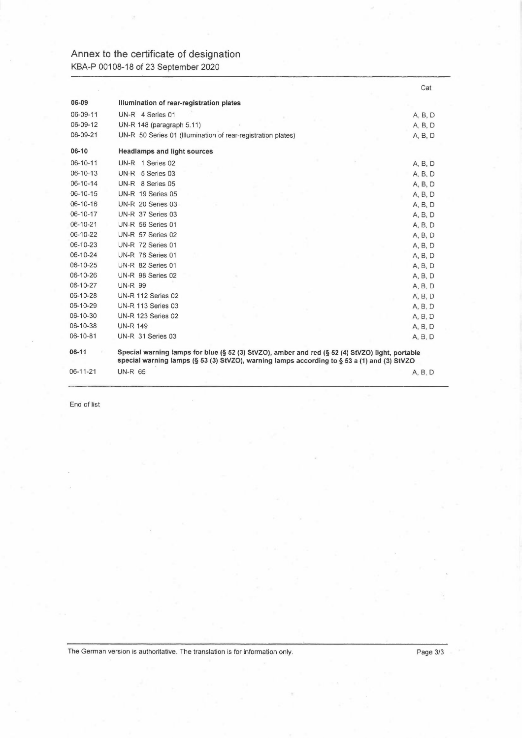# Annex to the certificate of designation

KBA-P 00108-18 of 23 September 2020

| | | Cat |
|---|---|---|
| **06-09** | **Illumination of rear-registration plates** | |
| 06-09-11 | UN-R 4 Series 01 | A, B, D |
| 06-09-12 | UN-R 148 (paragraph 5.11) | A, B, D |
| 06-09-21 | UN-R 50 Series 01 (Illumination of rear-registration plates) | A, B, D |
| **06-10** | **Headlamps and light sources** | |
| 06-10-11 | UN-R 1 Series 02 | A, B, D |
| 06-10-13 | UN-R 5 Series 03 | A, B, D |
| 06-10-14 | UN-R 8 Series 05 | A, B, D |
| 06-10-15 | UN-R 19 Series 05 | A, B, D |
| 06-10-16 | UN-R 20 Series 03 | A, B, D |
| 06-10-17 | UN-R 37 Series 03 | A, B, D |
| 06-10-21 | UN-R 56 Series 01 | A, B, D |
| 06-10-22 | UN-R 57 Series 02 | A, B, D |
| 06-10-23 | UN-R 72 Series 01 | A, B, D |
| 06-10-24 | UN-R 76 Series 01 | A, B, D |
| 06-10-25 | UN-R 82 Series 01 | A, B, D |
| 06-10-26 | UN-R 98 Series 02 | A, B, D |
| 06-10-27 | UN-R 99 | A, B, D |
| 06-10-28 | UN-R 112 Series 02 | A, B, D |
| 06-10-29 | UN-R 113 Series 03 | A, B, D |
| 06-10-30 | UN-R 123 Series 02 | A, B, D |
| 06-10-38 | UN-R 149 | A, B, D |
| 06-10-81 | UN-R 31 Series 03 | A, B, D |
| **06-11** | **Special warning lamps for blue (§ 52 (3) StVZO), amber and red (§ 52 (4) StVZO) light, portable special warning lamps (§ 53 (3) StVZO), warning lamps according to § 53 a (1) and (3) StVZO** | |
| 06-11-21 | UN-R 65 | A, B, D |

End of list

The German version is authoritative. The translation is for information only.